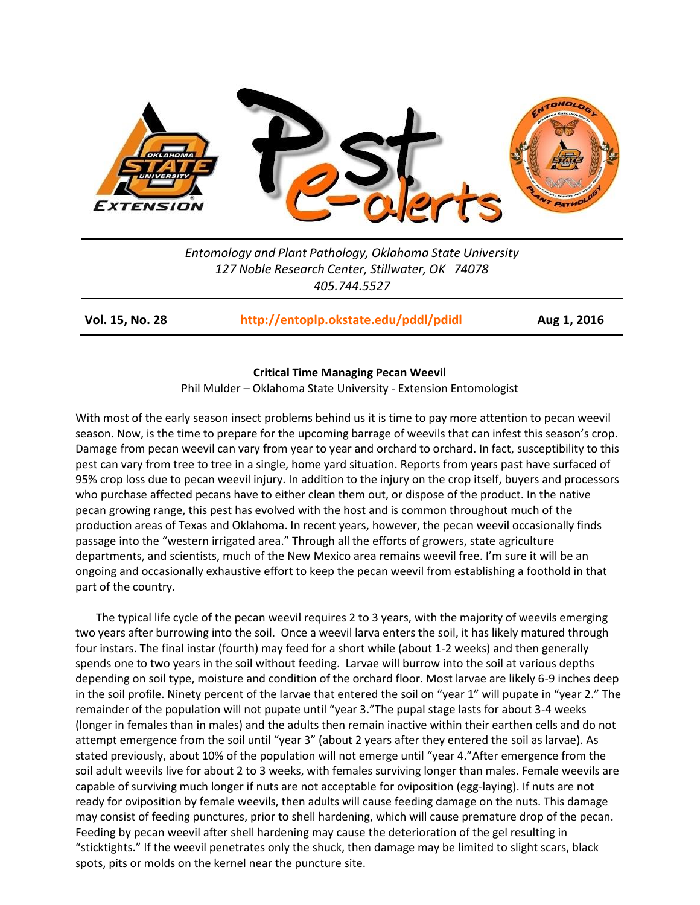*Entomology and Plant Pathology, Oklahoma State University*
*127 Noble Research Center, Stillwater, OK 74078*
*405.744.5527*

**Vol. 15, No. 28** | **http://entoplp.okstate.edu/pddl/pdidl** | **Aug 1, 2016**

## Critical Time Managing Pecan Weevil

Phil Mulder – Oklahoma State University - Extension Entomologist

With most of the early season insect problems behind us it is time to pay more attention to pecan weevil season. Now, is the time to prepare for the upcoming barrage of weevils that can infest this season's crop. Damage from pecan weevil can vary from year to year and orchard to orchard. In fact, susceptibility to this pest can vary from tree to tree in a single, home yard situation. Reports from years past have surfaced of 95% crop loss due to pecan weevil injury. In addition to the injury on the crop itself, buyers and processors who purchase affected pecans have to either clean them out, or dispose of the product. In the native pecan growing range, this pest has evolved with the host and is common throughout much of the production areas of Texas and Oklahoma. In recent years, however, the pecan weevil occasionally finds passage into the "western irrigated area." Through all the efforts of growers, state agriculture departments, and scientists, much of the New Mexico area remains weevil free. I'm sure it will be an ongoing and occasionally exhaustive effort to keep the pecan weevil from establishing a foothold in that part of the country.

The typical life cycle of the pecan weevil requires 2 to 3 years, with the majority of weevils emerging two years after burrowing into the soil. Once a weevil larva enters the soil, it has likely matured through four instars. The final instar (fourth) may feed for a short while (about 1-2 weeks) and then generally spends one to two years in the soil without feeding. Larvae will burrow into the soil at various depths depending on soil type, moisture and condition of the orchard floor. Most larvae are likely 6-9 inches deep in the soil profile. Ninety percent of the larvae that entered the soil on "year 1" will pupate in "year 2." The remainder of the population will not pupate until "year 3."The pupal stage lasts for about 3-4 weeks (longer in females than in males) and the adults then remain inactive within their earthen cells and do not attempt emergence from the soil until "year 3" (about 2 years after they entered the soil as larvae). As stated previously, about 10% of the population will not emerge until "year 4."After emergence from the soil adult weevils live for about 2 to 3 weeks, with females surviving longer than males. Female weevils are capable of surviving much longer if nuts are not acceptable for oviposition (egg-laying). If nuts are not ready for oviposition by female weevils, then adults will cause feeding damage on the nuts. This damage may consist of feeding punctures, prior to shell hardening, which will cause premature drop of the pecan. Feeding by pecan weevil after shell hardening may cause the deterioration of the gel resulting in "sticktights." If the weevil penetrates only the shuck, then damage may be limited to slight scars, black spots, pits or molds on the kernel near the puncture site.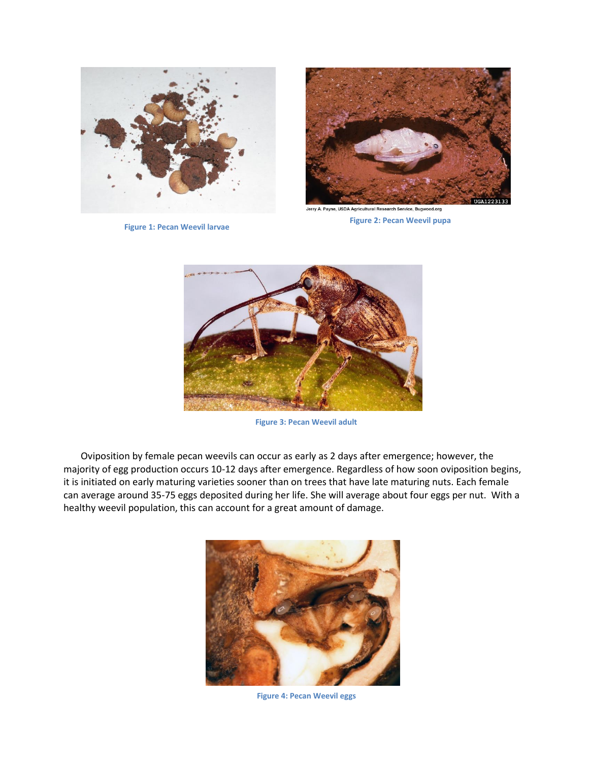Figure 1: Pecan Weevil larvae

Jerry A. Payne, USDA Agricultural Research Service, Bugwood.org

Figure 2: Pecan Weevil pupa

Figure 3: Pecan Weevil adult

Oviposition by female pecan weevils can occur as early as 2 days after emergence; however, the majority of egg production occurs 10-12 days after emergence. Regardless of how soon oviposition begins, it is initiated on early maturing varieties sooner than on trees that have late maturing nuts. Each female can average around 35-75 eggs deposited during her life. She will average about four eggs per nut. With a healthy weevil population, this can account for a great amount of damage.

Figure 4: Pecan Weevil eggs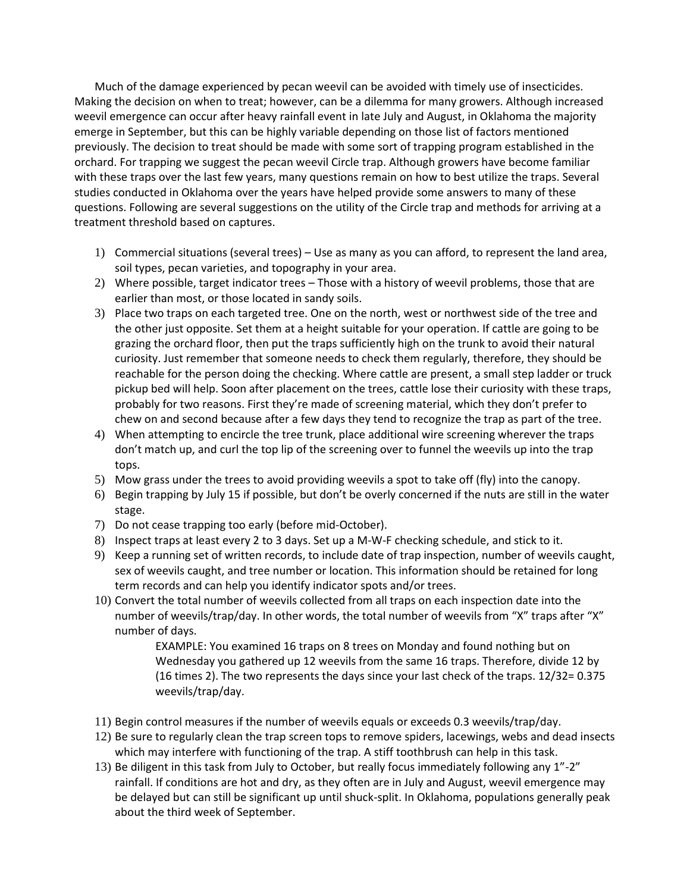Much of the damage experienced by pecan weevil can be avoided with timely use of insecticides. Making the decision on when to treat; however, can be a dilemma for many growers. Although increased weevil emergence can occur after heavy rainfall event in late July and August, in Oklahoma the majority emerge in September, but this can be highly variable depending on those list of factors mentioned previously. The decision to treat should be made with some sort of trapping program established in the orchard. For trapping we suggest the pecan weevil Circle trap. Although growers have become familiar with these traps over the last few years, many questions remain on how to best utilize the traps. Several studies conducted in Oklahoma over the years have helped provide some answers to many of these questions. Following are several suggestions on the utility of the Circle trap and methods for arriving at a treatment threshold based on captures.

1) Commercial situations (several trees) – Use as many as you can afford, to represent the land area, soil types, pecan varieties, and topography in your area.
2) Where possible, target indicator trees – Those with a history of weevil problems, those that are earlier than most, or those located in sandy soils.
3) Place two traps on each targeted tree. One on the north, west or northwest side of the tree and the other just opposite. Set them at a height suitable for your operation. If cattle are going to be grazing the orchard floor, then put the traps sufficiently high on the trunk to avoid their natural curiosity. Just remember that someone needs to check them regularly, therefore, they should be reachable for the person doing the checking. Where cattle are present, a small step ladder or truck pickup bed will help. Soon after placement on the trees, cattle lose their curiosity with these traps, probably for two reasons. First they're made of screening material, which they don't prefer to chew on and second because after a few days they tend to recognize the trap as part of the tree.
4) When attempting to encircle the tree trunk, place additional wire screening wherever the traps don't match up, and curl the top lip of the screening over to funnel the weevils up into the trap tops.
5) Mow grass under the trees to avoid providing weevils a spot to take off (fly) into the canopy.
6) Begin trapping by July 15 if possible, but don't be overly concerned if the nuts are still in the water stage.
7) Do not cease trapping too early (before mid-October).
8) Inspect traps at least every 2 to 3 days. Set up a M-W-F checking schedule, and stick to it.
9) Keep a running set of written records, to include date of trap inspection, number of weevils caught, sex of weevils caught, and tree number or location. This information should be retained for long term records and can help you identify indicator spots and/or trees.
10) Convert the total number of weevils collected from all traps on each inspection date into the number of weevils/trap/day. In other words, the total number of weevils from "X" traps after "X" number of days.

    EXAMPLE: You examined 16 traps on 8 trees on Monday and found nothing but on Wednesday you gathered up 12 weevils from the same 16 traps. Therefore, divide 12 by (16 times 2). The two represents the days since your last check of the traps. 12/32= 0.375 weevils/trap/day.

11) Begin control measures if the number of weevils equals or exceeds 0.3 weevils/trap/day.
12) Be sure to regularly clean the trap screen tops to remove spiders, lacewings, webs and dead insects which may interfere with functioning of the trap. A stiff toothbrush can help in this task.
13) Be diligent in this task from July to October, but really focus immediately following any 1"-2" rainfall. If conditions are hot and dry, as they often are in July and August, weevil emergence may be delayed but can still be significant up until shuck-split. In Oklahoma, populations generally peak about the third week of September.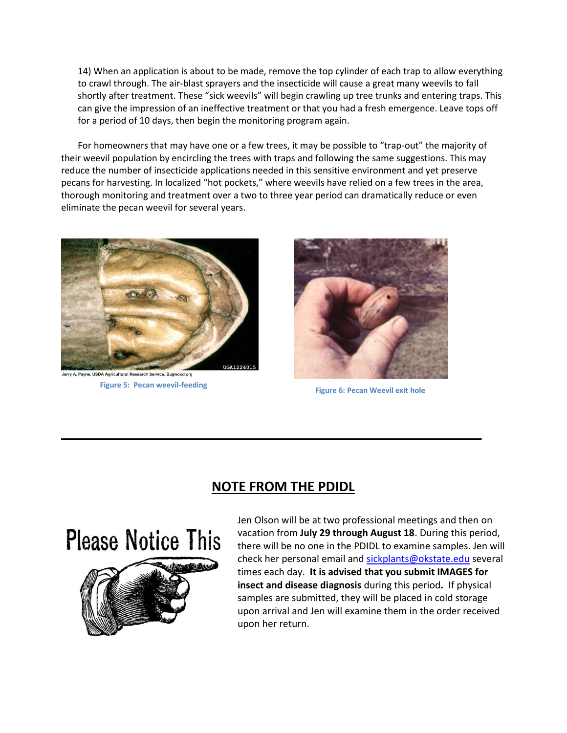14) When an application is about to be made, remove the top cylinder of each trap to allow everything to crawl through. The air-blast sprayers and the insecticide will cause a great many weevils to fall shortly after treatment. These "sick weevils" will begin crawling up tree trunks and entering traps. This can give the impression of an ineffective treatment or that you had a fresh emergence. Leave tops off for a period of 10 days, then begin the monitoring program again.

For homeowners that may have one or a few trees, it may be possible to "trap-out" the majority of their weevil population by encircling the trees with traps and following the same suggestions. This may reduce the number of insecticide applications needed in this sensitive environment and yet preserve pecans for harvesting. In localized "hot pockets," where weevils have relied on a few trees in the area, thorough monitoring and treatment over a two to three year period can dramatically reduce or even eliminate the pecan weevil for several years.

Jerry A. Payne, USDA Agricultural Research Service, Bugwood.org

**Figure 5: Pecan weevil-feeding**

**Figure 6: Pecan Weevil exit hole**

---

## NOTE FROM THE PDIDL

Please Notice This

Jen Olson will be at two professional meetings and then on vacation from **July 29 through August 18**. During this period, there will be no one in the PDIDL to examine samples. Jen will check her personal email and sickplants@okstate.edu several times each day. **It is advised that you submit IMAGES for insect and disease diagnosis** during this period**.** If physical samples are submitted, they will be placed in cold storage upon arrival and Jen will examine them in the order received upon her return.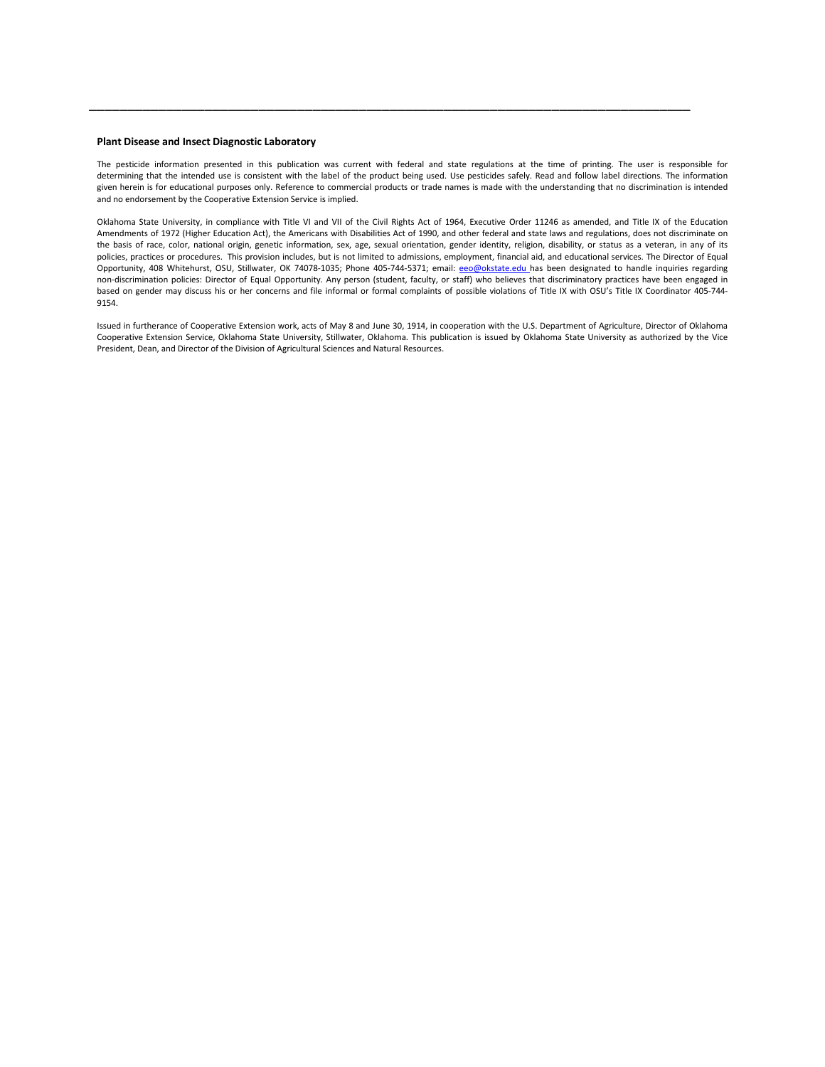---

**Plant Disease and Insect Diagnostic Laboratory**

The pesticide information presented in this publication was current with federal and state regulations at the time of printing. The user is responsible for determining that the intended use is consistent with the label of the product being used. Use pesticides safely. Read and follow label directions. The information given herein is for educational purposes only. Reference to commercial products or trade names is made with the understanding that no discrimination is intended and no endorsement by the Cooperative Extension Service is implied.

Oklahoma State University, in compliance with Title VI and VII of the Civil Rights Act of 1964, Executive Order 11246 as amended, and Title IX of the Education Amendments of 1972 (Higher Education Act), the Americans with Disabilities Act of 1990, and other federal and state laws and regulations, does not discriminate on the basis of race, color, national origin, genetic information, sex, age, sexual orientation, gender identity, religion, disability, or status as a veteran, in any of its policies, practices or procedures. This provision includes, but is not limited to admissions, employment, financial aid, and educational services. The Director of Equal Opportunity, 408 Whitehurst, OSU, Stillwater, OK 74078-1035; Phone 405-744-5371; email: eeo@okstate.edu has been designated to handle inquiries regarding non-discrimination policies: Director of Equal Opportunity. Any person (student, faculty, or staff) who believes that discriminatory practices have been engaged in based on gender may discuss his or her concerns and file informal or formal complaints of possible violations of Title IX with OSU's Title IX Coordinator 405-744-9154.

Issued in furtherance of Cooperative Extension work, acts of May 8 and June 30, 1914, in cooperation with the U.S. Department of Agriculture, Director of Oklahoma Cooperative Extension Service, Oklahoma State University, Stillwater, Oklahoma. This publication is issued by Oklahoma State University as authorized by the Vice President, Dean, and Director of the Division of Agricultural Sciences and Natural Resources.